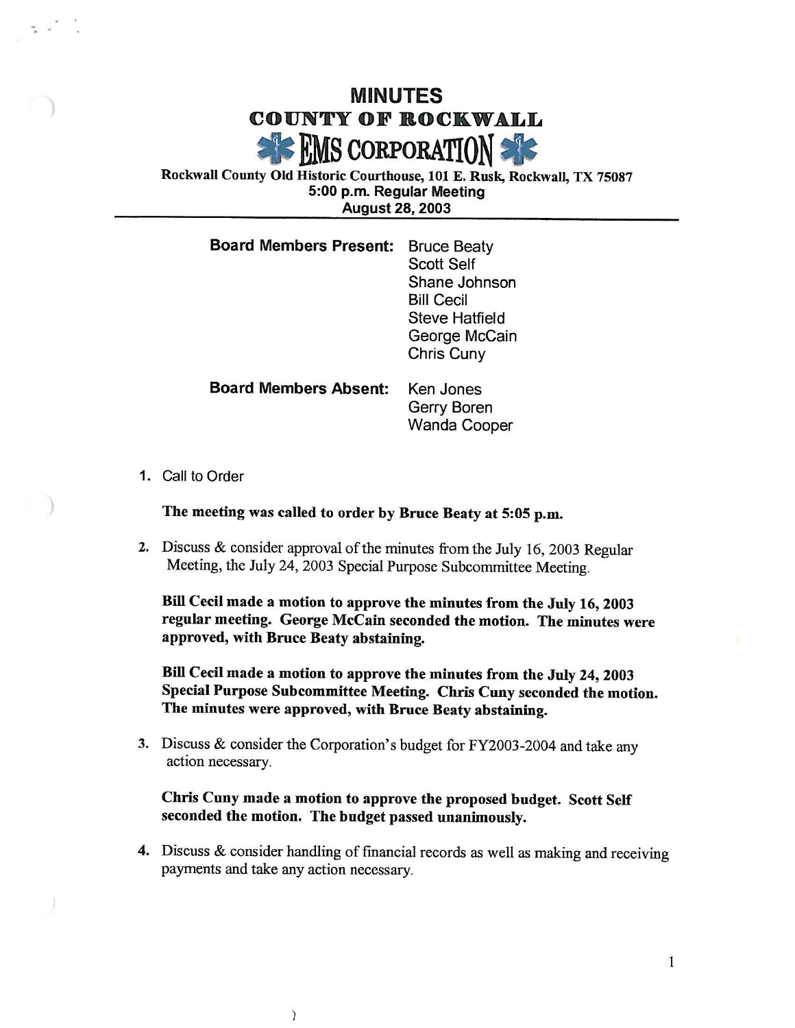# MINUTES

## COUNTY OF ROCKWALL

## EMS CORPORATION

Rockwall County Old Historic Courthouse, 101 E. Rusk, Rockwall, TX 75087
5:00 p.m. Regular Meeting
August 28, 2003

**Board Members Present:** Bruce Beaty
Scott Self
Shane Johnson
Bill Cecil
Steve Hatfield
George McCain
Chris Cuny

**Board Members Absent:** Ken Jones
Gerry Boren
Wanda Cooper

1. Call to Order

   **The meeting was called to order by Bruce Beaty at 5:05 p.m.**

2. Discuss & consider approval of the minutes from the July 16, 2003 Regular Meeting, the July 24, 2003 Special Purpose Subcommittee Meeting.

   **Bill Cecil made a motion to approve the minutes from the July 16, 2003 regular meeting. George McCain seconded the motion. The minutes were approved, with Bruce Beaty abstaining.**

   **Bill Cecil made a motion to approve the minutes from the July 24, 2003 Special Purpose Subcommittee Meeting. Chris Cuny seconded the motion. The minutes were approved, with Bruce Beaty abstaining.**

3. Discuss & consider the Corporation's budget for FY2003-2004 and take any action necessary.

   **Chris Cuny made a motion to approve the proposed budget. Scott Self seconded the motion. The budget passed unanimously.**

4. Discuss & consider handling of financial records as well as making and receiving payments and take any action necessary.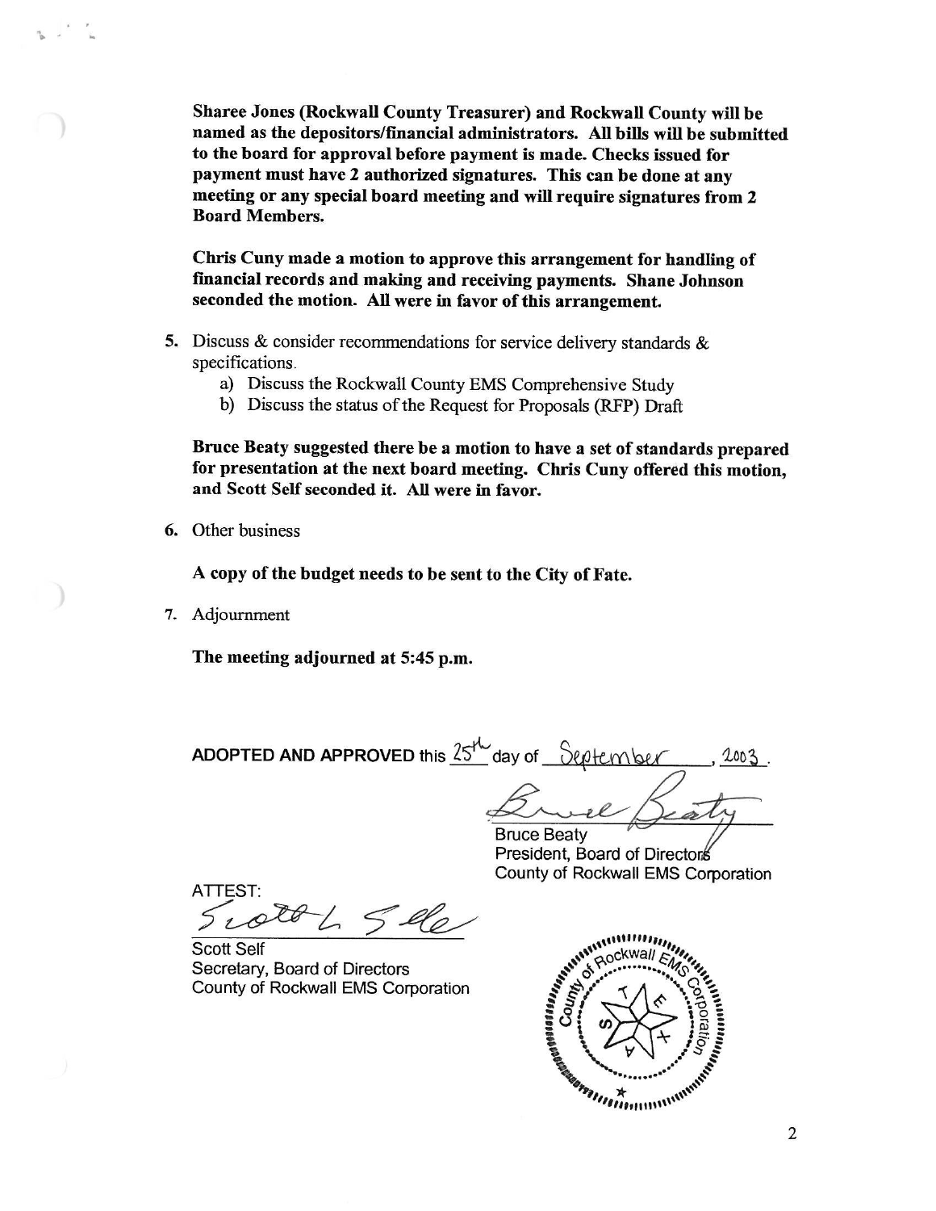**Sharee Jones (Rockwall County Treasurer) and Rockwall County will be named as the depositors/financial administrators. All bills will be submitted to the board for approval before payment is made. Checks issued for payment must have 2 authorized signatures. This can be done at any meeting or any special board meeting and will require signatures from 2 Board Members.**

**Chris Cuny made a motion to approve this arrangement for handling of financial records and making and receiving payments. Shane Johnson seconded the motion. All were in favor of this arrangement.**

5. Discuss & consider recommendations for service delivery standards & specifications.
   a) Discuss the Rockwall County EMS Comprehensive Study
   b) Discuss the status of the Request for Proposals (RFP) Draft

   **Bruce Beaty suggested there be a motion to have a set of standards prepared for presentation at the next board meeting. Chris Cuny offered this motion, and Scott Self seconded it. All were in favor.**

6. Other business

   **A copy of the budget needs to be sent to the City of Fate.**

7. Adjournment

   **The meeting adjourned at 5:45 p.m.**

**ADOPTED AND APPROVED** this 25th day of September, 2003.

Bruce Beaty
President, Board of Directors
County of Rockwall EMS Corporation

ATTEST:

Scott Self
Secretary, Board of Directors
County of Rockwall EMS Corporation

County of Rockwall EMS Corporation